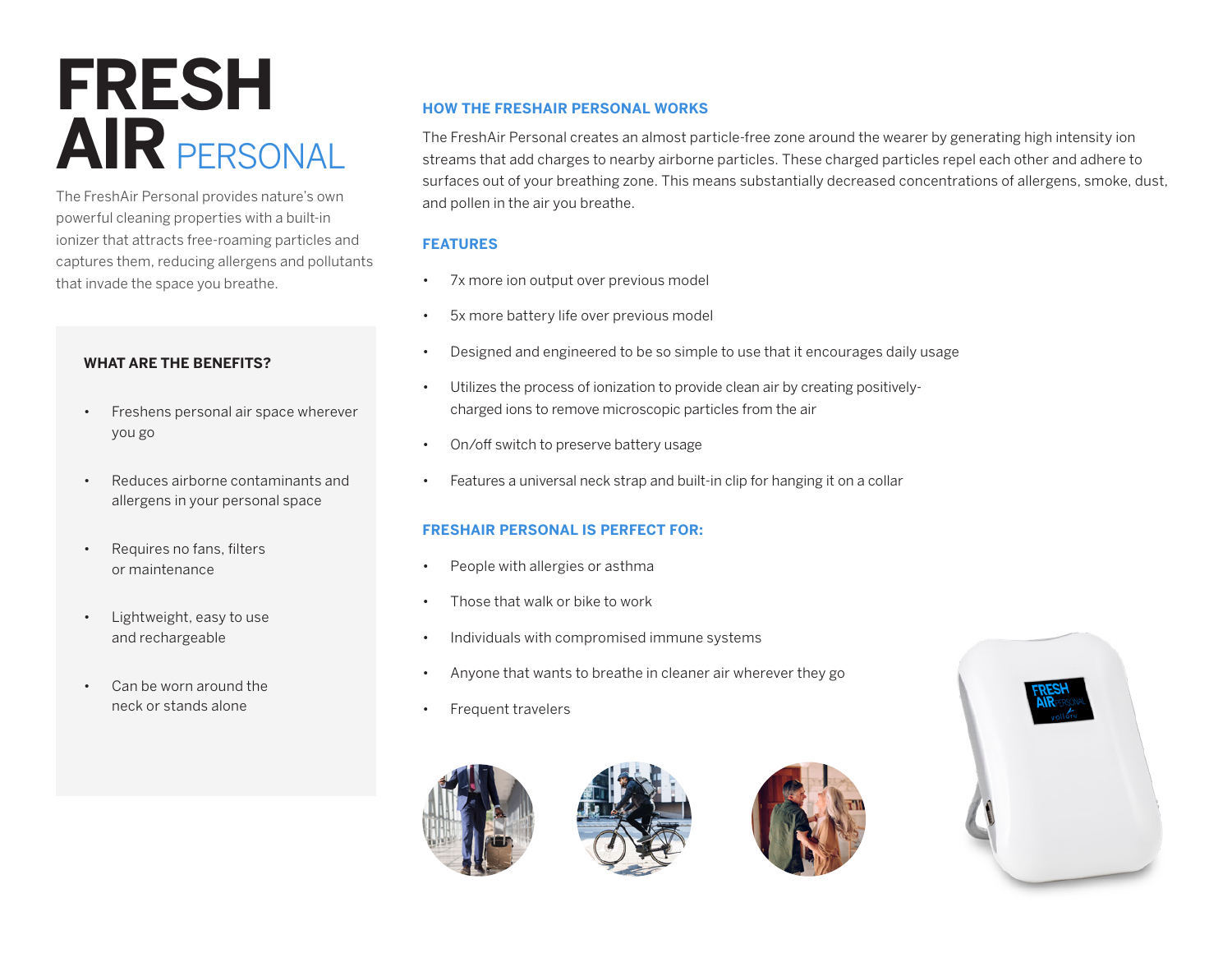# FRESH AIR PERSONAL

The FreshAir Personal provides nature's own powerful cleaning properties with a built-in ionizer that attracts free-roaming particles and captures them, reducing allergens and pollutants that invade the space you breathe.

### WHAT ARE THE BENEFITS?

- Freshens personal air space wherever you go
- Reduces airborne contaminants and allergens in your personal space
- Requires no fans, filters or maintenance
- Lightweight, easy to use and rechargeable
- Can be worn around the neck or stands alone

## HOW THE FRESHAIR PERSONAL WORKS

The FreshAir Personal creates an almost particle-free zone around the wearer by generating high intensity ion streams that add charges to nearby airborne particles. These charged particles repel each other and adhere to surfaces out of your breathing zone. This means substantially decreased concentrations of allergens, smoke, dust, and pollen in the air you breathe.

## FEATURES

- 7x more ion output over previous model
- 5x more battery life over previous model
- Designed and engineered to be so simple to use that it encourages daily usage
- Utilizes the process of ionization to provide clean air by creating positively-charged ions to remove microscopic particles from the air
- On/off switch to preserve battery usage
- Features a universal neck strap and built-in clip for hanging it on a collar

## FRESHAIR PERSONAL IS PERFECT FOR:

- People with allergies or asthma
- Those that walk or bike to work
- Individuals with compromised immune systems
- Anyone that wants to breathe in cleaner air wherever they go
- Frequent travelers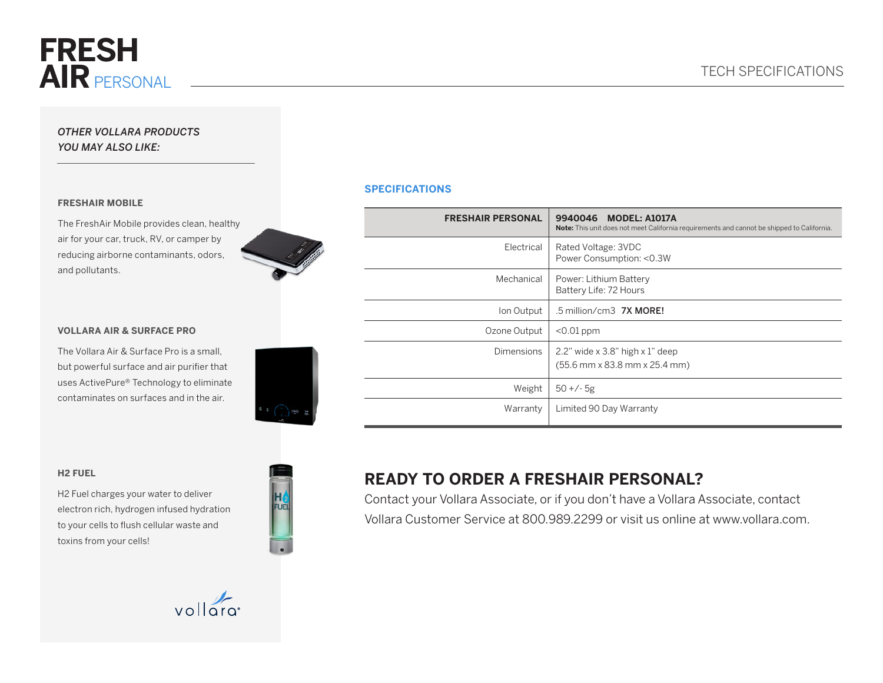# FRESH AIR PERSONAL

TECH SPECIFICATIONS

*OTHER VOLLARA PRODUCTS YOU MAY ALSO LIKE:*

**FRESHAIR MOBILE**

The FreshAir Mobile provides clean, healthy air for your car, truck, RV, or camper by reducing airborne contaminants, odors, and pollutants.

**VOLLARA AIR & SURFACE PRO**

The Vollara Air & Surface Pro is a small, but powerful surface and air purifier that uses ActivePure® Technology to eliminate contaminates on surfaces and in the air.

**H2 FUEL**

H2 Fuel charges your water to deliver electron rich, hydrogen infused hydration to your cells to flush cellular waste and toxins from your cells!

vollara

## SPECIFICATIONS

| FRESHAIR PERSONAL | 9940046 MODEL: A1017A<br>**Note:** This unit does not meet California requirements and cannot be shipped to California. |
|---|---|
| Electrical | Rated Voltage: 3VDC<br>Power Consumption: <0.3W |
| Mechanical | Power: Lithium Battery<br>Battery Life: 72 Hours |
| Ion Output | .5 million/cm3 **7X MORE!** |
| Ozone Output | <0.01 ppm |
| Dimensions | 2.2" wide x 3.8" high x 1" deep<br>(55.6 mm x 83.8 mm x 25.4 mm) |
| Weight | 50 +/- 5g |
| Warranty | Limited 90 Day Warranty |

## READY TO ORDER A FRESHAIR PERSONAL?

Contact your Vollara Associate, or if you don't have a Vollara Associate, contact Vollara Customer Service at 800.989.2299 or visit us online at www.vollara.com.